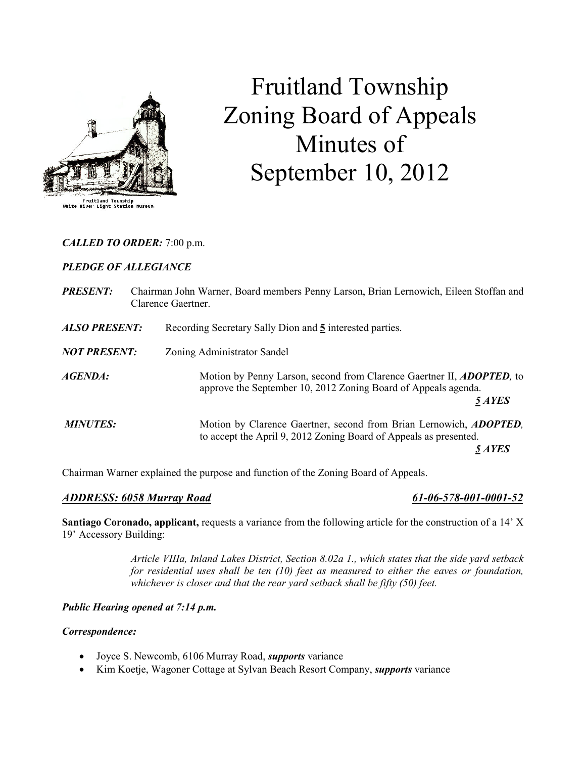# Fruitland Township Zoning Board of Appeals Minutes of September 10, 2012

Fruitland Township
White River Light Station Museum

***CALLED TO ORDER:*** 7:00 p.m.

***PLEDGE OF ALLEGIANCE***

***PRESENT:*** Chairman John Warner, Board members Penny Larson, Brian Lernowich, Eileen Stoffan and Clarence Gaertner.

***ALSO PRESENT:*** Recording Secretary Sally Dion and **5** interested parties.

***NOT PRESENT:*** Zoning Administrator Sandel

***AGENDA:*** Motion by Penny Larson, second from Clarence Gaertner II, ***ADOPTED,*** to approve the September 10, 2012 Zoning Board of Appeals agenda.

***5 AYES***

***MINUTES:*** Motion by Clarence Gaertner, second from Brian Lernowich, ***ADOPTED,*** to accept the April 9, 2012 Zoning Board of Appeals as presented.

***5 AYES***

Chairman Warner explained the purpose and function of the Zoning Board of Appeals.

***ADDRESS: 6058 Murray Road*** ***61-06-578-001-0001-52***

**Santiago Coronado, applicant,** requests a variance from the following article for the construction of a 14' X 19' Accessory Building:

> *Article VIIIa, Inland Lakes District, Section 8.02a 1., which states that the side yard setback for residential uses shall be ten (10) feet as measured to either the eaves or foundation, whichever is closer and that the rear yard setback shall be fifty (50) feet.*

***Public Hearing opened at 7:14 p.m.***

***Correspondence:***

- Joyce S. Newcomb, 6106 Murray Road, ***supports*** variance
- Kim Koetje, Wagoner Cottage at Sylvan Beach Resort Company, ***supports*** variance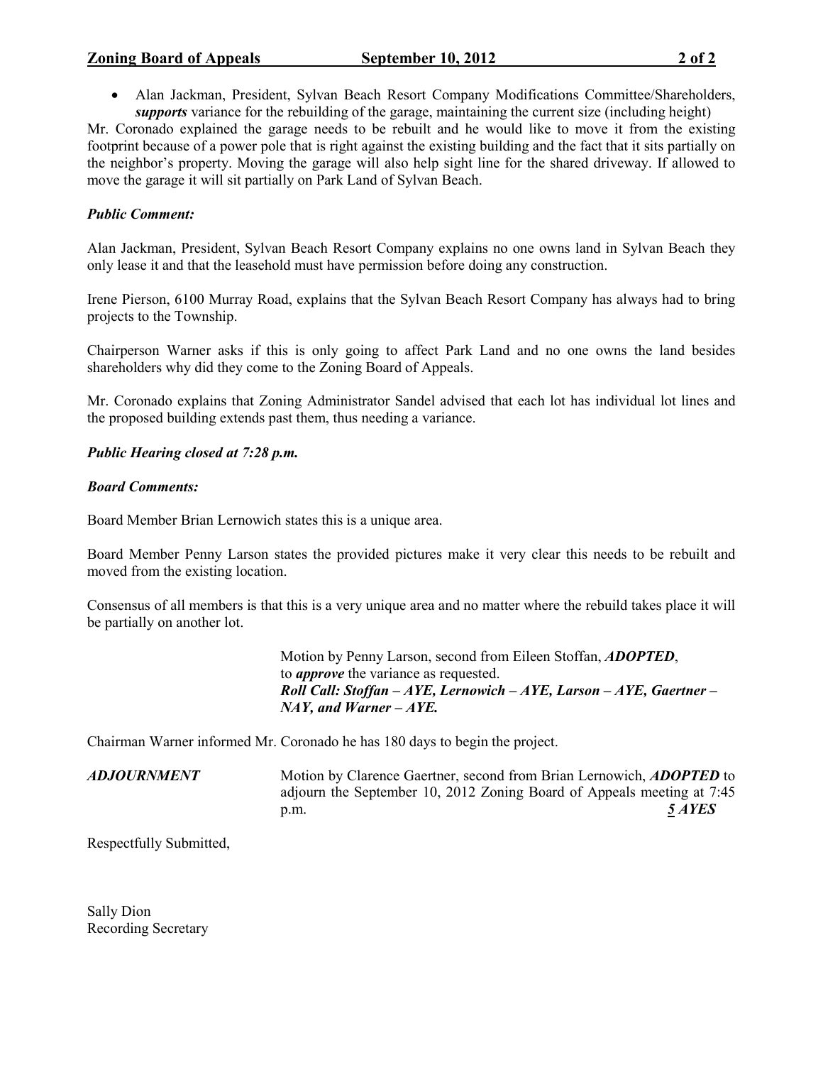- Alan Jackman, President, Sylvan Beach Resort Company Modifications Committee/Shareholders, ***supports*** variance for the rebuilding of the garage, maintaining the current size (including height)

Mr. Coronado explained the garage needs to be rebuilt and he would like to move it from the existing footprint because of a power pole that is right against the existing building and the fact that it sits partially on the neighbor's property. Moving the garage will also help sight line for the shared driveway. If allowed to move the garage it will sit partially on Park Land of Sylvan Beach.

***Public Comment:***

Alan Jackman, President, Sylvan Beach Resort Company explains no one owns land in Sylvan Beach they only lease it and that the leasehold must have permission before doing any construction.

Irene Pierson, 6100 Murray Road, explains that the Sylvan Beach Resort Company has always had to bring projects to the Township.

Chairperson Warner asks if this is only going to affect Park Land and no one owns the land besides shareholders why did they come to the Zoning Board of Appeals.

Mr. Coronado explains that Zoning Administrator Sandel advised that each lot has individual lot lines and the proposed building extends past them, thus needing a variance.

***Public Hearing closed at 7:28 p.m.***

***Board Comments:***

Board Member Brian Lernowich states this is a unique area.

Board Member Penny Larson states the provided pictures make it very clear this needs to be rebuilt and moved from the existing location.

Consensus of all members is that this is a very unique area and no matter where the rebuild takes place it will be partially on another lot.

> Motion by Penny Larson, second from Eileen Stoffan, ***ADOPTED***, to ***approve*** the variance as requested.
> ***Roll Call: Stoffan – AYE, Lernowich – AYE, Larson – AYE, Gaertner – NAY, and Warner – AYE.***

Chairman Warner informed Mr. Coronado he has 180 days to begin the project.

***ADJOURNMENT*** Motion by Clarence Gaertner, second from Brian Lernowich, ***ADOPTED*** to adjourn the September 10, 2012 Zoning Board of Appeals meeting at 7:45 p.m. ***5 AYES***

Respectfully Submitted,

Sally Dion
Recording Secretary